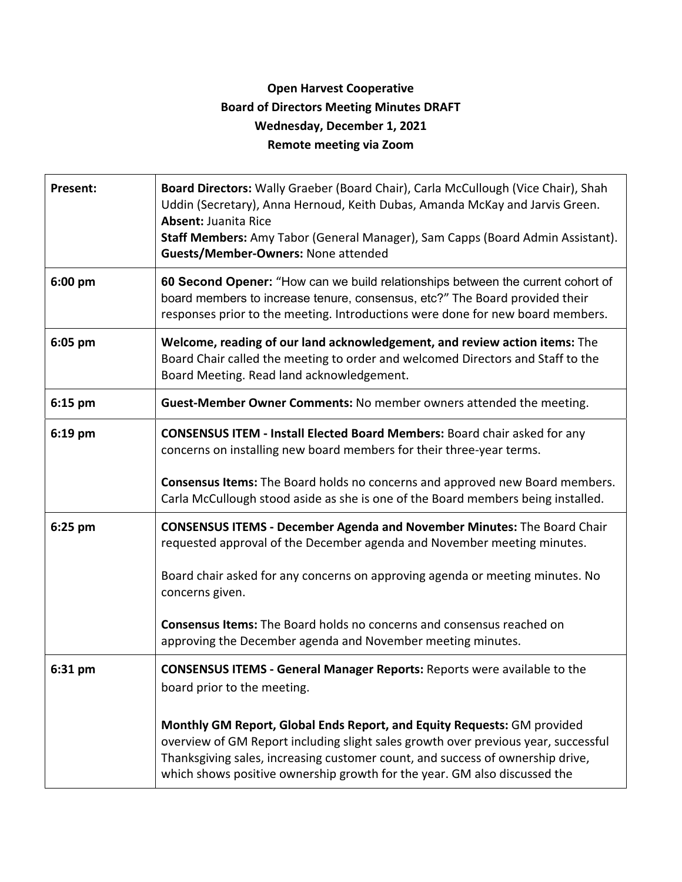**Open Harvest Cooperative**
**Board of Directors Meeting Minutes DRAFT**
**Wednesday, December 1, 2021**
**Remote meeting via Zoom**

| | |
|---|---|
| **Present:** | **Board Directors:** Wally Graeber (Board Chair), Carla McCullough (Vice Chair), Shah Uddin (Secretary), Anna Hernoud, Keith Dubas, Amanda McKay and Jarvis Green.<br>**Absent:** Juanita Rice<br>**Staff Members:** Amy Tabor (General Manager), Sam Capps (Board Admin Assistant).<br>**Guests/Member-Owners:** None attended |
| **6:00 pm** | **60 Second Opener:** "How can we build relationships between the current cohort of board members to increase tenure, consensus, etc?" The Board provided their responses prior to the meeting. Introductions were done for new board members. |
| **6:05 pm** | **Welcome, reading of our land acknowledgement, and review action items:** The Board Chair called the meeting to order and welcomed Directors and Staff to the Board Meeting. Read land acknowledgement. |
| **6:15 pm** | **Guest-Member Owner Comments:** No member owners attended the meeting. |
| **6:19 pm** | **CONSENSUS ITEM - Install Elected Board Members:** Board chair asked for any concerns on installing new board members for their three-year terms.<br><br>**Consensus Items:** The Board holds no concerns and approved new Board members. Carla McCullough stood aside as she is one of the Board members being installed. |
| **6:25 pm** | **CONSENSUS ITEMS - December Agenda and November Minutes:** The Board Chair requested approval of the December agenda and November meeting minutes.<br><br>Board chair asked for any concerns on approving agenda or meeting minutes. No concerns given.<br><br>**Consensus Items:** The Board holds no concerns and consensus reached on approving the December agenda and November meeting minutes. |
| **6:31 pm** | **CONSENSUS ITEMS - General Manager Reports:** Reports were available to the board prior to the meeting.<br><br>**Monthly GM Report, Global Ends Report, and Equity Requests:** GM provided overview of GM Report including slight sales growth over previous year, successful Thanksgiving sales, increasing customer count, and success of ownership drive, which shows positive ownership growth for the year. GM also discussed the |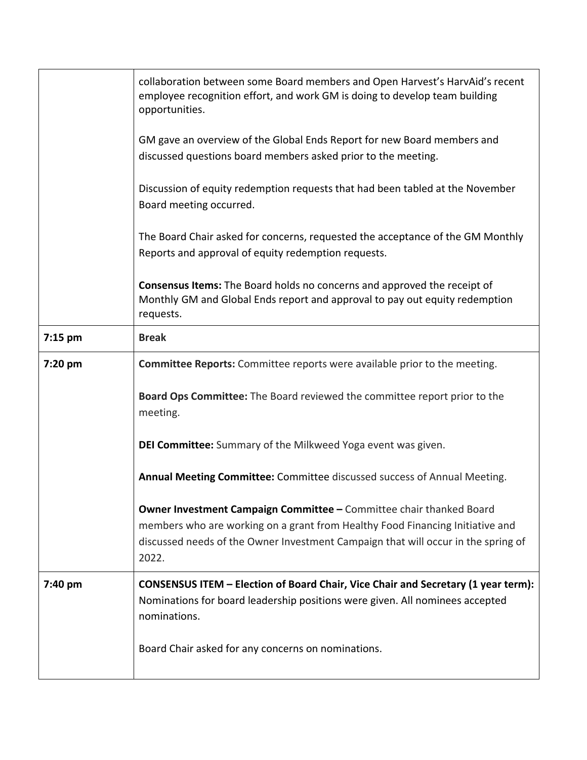| | |
|---|---|
| | collaboration between some Board members and Open Harvest's HarvAid's recent employee recognition effort, and work GM is doing to develop team building opportunities.<br><br>GM gave an overview of the Global Ends Report for new Board members and discussed questions board members asked prior to the meeting.<br><br>Discussion of equity redemption requests that had been tabled at the November Board meeting occurred.<br><br>The Board Chair asked for concerns, requested the acceptance of the GM Monthly Reports and approval of equity redemption requests.<br><br>**Consensus Items:** The Board holds no concerns and approved the receipt of Monthly GM and Global Ends report and approval to pay out equity redemption requests. |
| **7:15 pm** | **Break** |
| **7:20 pm** | **Committee Reports:** Committee reports were available prior to the meeting.<br><br>**Board Ops Committee:** The Board reviewed the committee report prior to the meeting.<br><br>**DEI Committee:** Summary of the Milkweed Yoga event was given.<br><br>**Annual Meeting Committee:** Committee discussed success of Annual Meeting.<br><br>**Owner Investment Campaign Committee –** Committee chair thanked Board members who are working on a grant from Healthy Food Financing Initiative and discussed needs of the Owner Investment Campaign that will occur in the spring of 2022. |
| **7:40 pm** | **CONSENSUS ITEM – Election of Board Chair, Vice Chair and Secretary (1 year term):** Nominations for board leadership positions were given. All nominees accepted nominations.<br><br>Board Chair asked for any concerns on nominations. |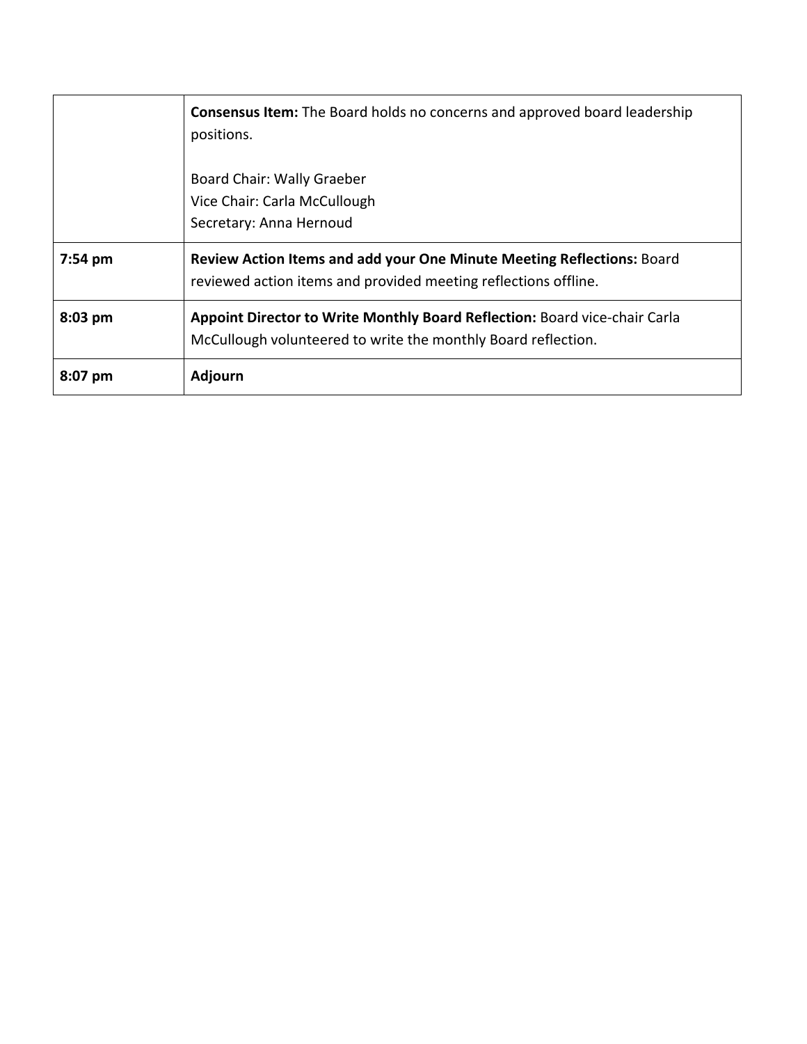| | |
|---|---|
| | **Consensus Item:** The Board holds no concerns and approved board leadership positions.<br><br>Board Chair: Wally Graeber<br>Vice Chair: Carla McCullough<br>Secretary: Anna Hernoud |
| **7:54 pm** | **Review Action Items and add your One Minute Meeting Reflections:** Board reviewed action items and provided meeting reflections offline. |
| **8:03 pm** | **Appoint Director to Write Monthly Board Reflection:** Board vice-chair Carla McCullough volunteered to write the monthly Board reflection. |
| **8:07 pm** | **Adjourn** |